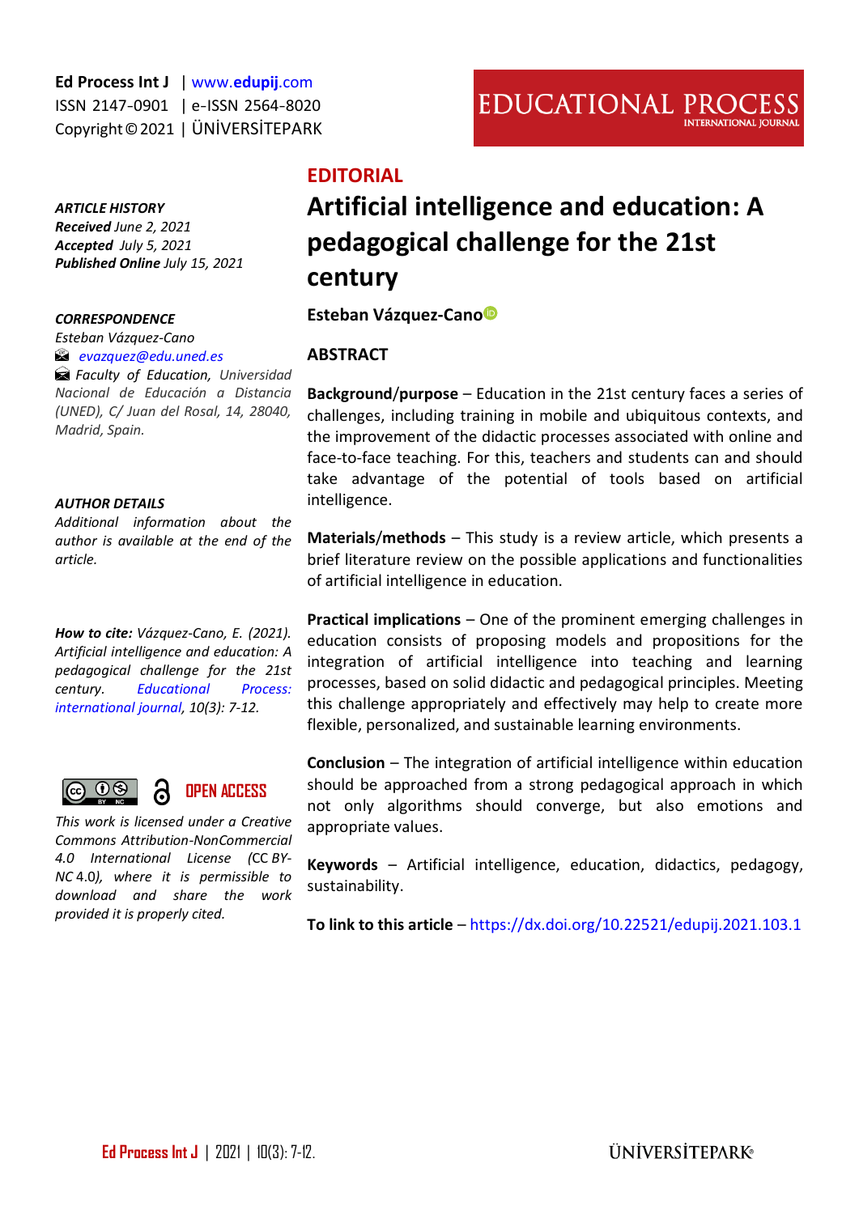Ed Process Int J | www.edupij.com
ISSN 2147-0901 | e-ISSN 2564-8020
Copyright © 2021 | ÜNİVERSİTEPARK

EDUCATIONAL PROCESS INTERNATIONAL JOURNAL

**EDITORIAL**

# Artificial intelligence and education: A pedagogical challenge for the 21st century

**Esteban Vázquez-Cano**

***ARTICLE HISTORY***
***Received*** *June 2, 2021*
***Accepted*** *July 5, 2021*
***Published Online*** *July 15, 2021*

***CORRESPONDENCE***
*Esteban Vázquez-Cano*
*evazquez@edu.uned.es*
*Faculty of Education, Universidad Nacional de Educación a Distancia (UNED), C/ Juan del Rosal, 14, 28040, Madrid, Spain.*

***AUTHOR DETAILS***
*Additional information about the author is available at the end of the article.*

***How to cite:*** *Vázquez-Cano, E. (2021). Artificial intelligence and education: A pedagogical challenge for the 21st century. Educational Process: international journal, 10(3): 7-12.*

**OPEN ACCESS**

*This work is licensed under a Creative Commons Attribution-NonCommercial 4.0 International License (CC BY-NC 4.0), where it is permissible to download and share the work provided it is properly cited.*

## ABSTRACT

**Background/purpose** – Education in the 21st century faces a series of challenges, including training in mobile and ubiquitous contexts, and the improvement of the didactic processes associated with online and face-to-face teaching. For this, teachers and students can and should take advantage of the potential of tools based on artificial intelligence.

**Materials/methods** – This study is a review article, which presents a brief literature review on the possible applications and functionalities of artificial intelligence in education.

**Practical implications** – One of the prominent emerging challenges in education consists of proposing models and propositions for the integration of artificial intelligence into teaching and learning processes, based on solid didactic and pedagogical principles. Meeting this challenge appropriately and effectively may help to create more flexible, personalized, and sustainable learning environments.

**Conclusion** – The integration of artificial intelligence within education should be approached from a strong pedagogical approach in which not only algorithms should converge, but also emotions and appropriate values.

**Keywords** – Artificial intelligence, education, didactics, pedagogy, sustainability.

**To link to this article** – https://dx.doi.org/10.22521/edupij.2021.103.1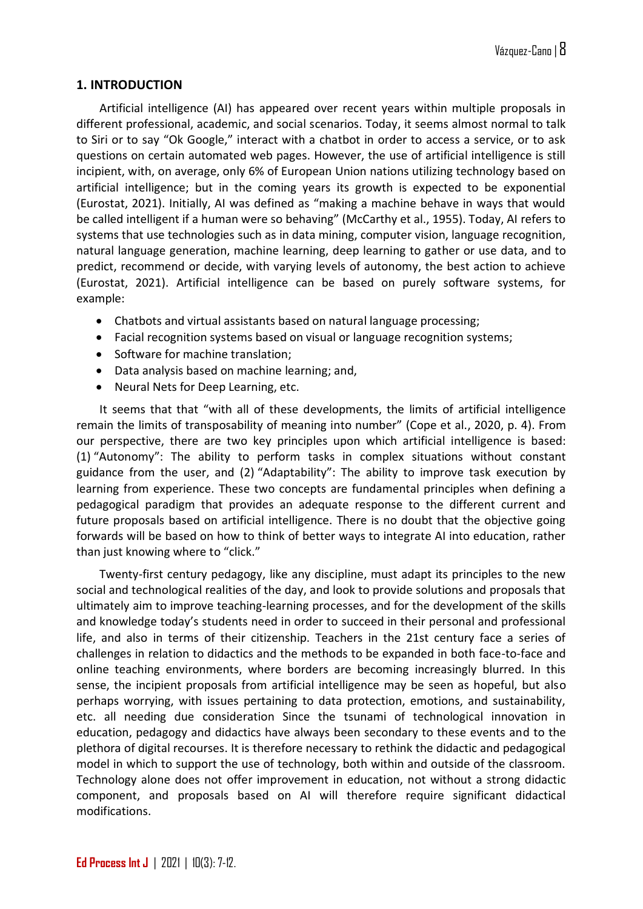## 1. INTRODUCTION

Artificial intelligence (AI) has appeared over recent years within multiple proposals in different professional, academic, and social scenarios. Today, it seems almost normal to talk to Siri or to say "Ok Google," interact with a chatbot in order to access a service, or to ask questions on certain automated web pages. However, the use of artificial intelligence is still incipient, with, on average, only 6% of European Union nations utilizing technology based on artificial intelligence; but in the coming years its growth is expected to be exponential (Eurostat, 2021). Initially, AI was defined as "making a machine behave in ways that would be called intelligent if a human were so behaving" (McCarthy et al., 1955). Today, AI refers to systems that use technologies such as in data mining, computer vision, language recognition, natural language generation, machine learning, deep learning to gather or use data, and to predict, recommend or decide, with varying levels of autonomy, the best action to achieve (Eurostat, 2021). Artificial intelligence can be based on purely software systems, for example:

- Chatbots and virtual assistants based on natural language processing;
- Facial recognition systems based on visual or language recognition systems;
- Software for machine translation;
- Data analysis based on machine learning; and,
- Neural Nets for Deep Learning, etc.

It seems that that "with all of these developments, the limits of artificial intelligence remain the limits of transposability of meaning into number" (Cope et al., 2020, p. 4). From our perspective, there are two key principles upon which artificial intelligence is based: (1) "Autonomy": The ability to perform tasks in complex situations without constant guidance from the user, and (2) "Adaptability": The ability to improve task execution by learning from experience. These two concepts are fundamental principles when defining a pedagogical paradigm that provides an adequate response to the different current and future proposals based on artificial intelligence. There is no doubt that the objective going forwards will be based on how to think of better ways to integrate AI into education, rather than just knowing where to "click."

Twenty-first century pedagogy, like any discipline, must adapt its principles to the new social and technological realities of the day, and look to provide solutions and proposals that ultimately aim to improve teaching-learning processes, and for the development of the skills and knowledge today's students need in order to succeed in their personal and professional life, and also in terms of their citizenship. Teachers in the 21st century face a series of challenges in relation to didactics and the methods to be expanded in both face-to-face and online teaching environments, where borders are becoming increasingly blurred. In this sense, the incipient proposals from artificial intelligence may be seen as hopeful, but also perhaps worrying, with issues pertaining to data protection, emotions, and sustainability, etc. all needing due consideration Since the tsunami of technological innovation in education, pedagogy and didactics have always been secondary to these events and to the plethora of digital recourses. It is therefore necessary to rethink the didactic and pedagogical model in which to support the use of technology, both within and outside of the classroom. Technology alone does not offer improvement in education, not without a strong didactic component, and proposals based on AI will therefore require significant didactical modifications.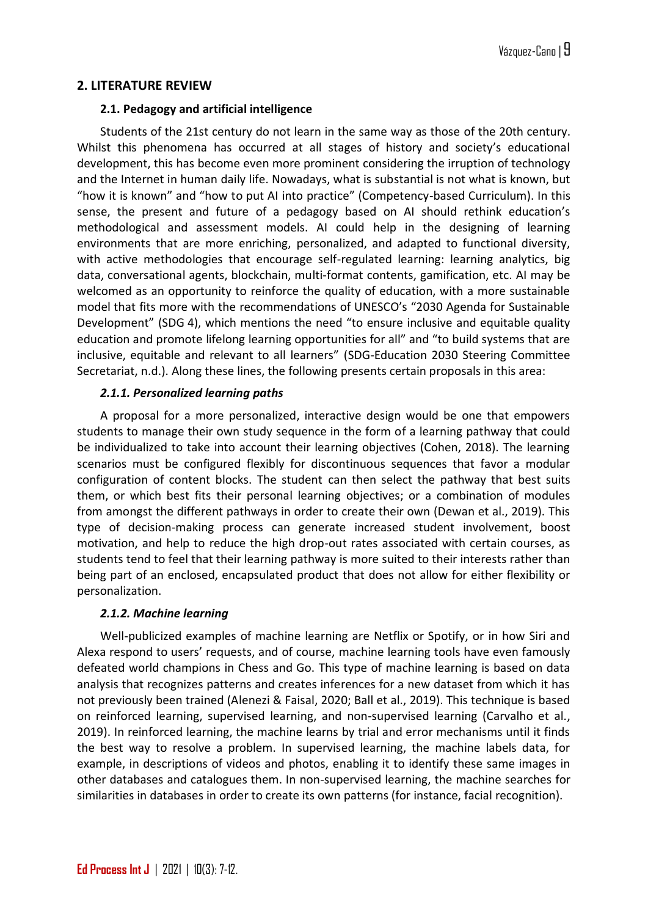## 2. LITERATURE REVIEW

### 2.1. Pedagogy and artificial intelligence

Students of the 21st century do not learn in the same way as those of the 20th century. Whilst this phenomena has occurred at all stages of history and society's educational development, this has become even more prominent considering the irruption of technology and the Internet in human daily life. Nowadays, what is substantial is not what is known, but "how it is known" and "how to put AI into practice" (Competency-based Curriculum). In this sense, the present and future of a pedagogy based on AI should rethink education's methodological and assessment models. AI could help in the designing of learning environments that are more enriching, personalized, and adapted to functional diversity, with active methodologies that encourage self-regulated learning: learning analytics, big data, conversational agents, blockchain, multi-format contents, gamification, etc. AI may be welcomed as an opportunity to reinforce the quality of education, with a more sustainable model that fits more with the recommendations of UNESCO's "2030 Agenda for Sustainable Development" (SDG 4), which mentions the need "to ensure inclusive and equitable quality education and promote lifelong learning opportunities for all" and "to build systems that are inclusive, equitable and relevant to all learners" (SDG-Education 2030 Steering Committee Secretariat, n.d.). Along these lines, the following presents certain proposals in this area:

#### *2.1.1. Personalized learning paths*

A proposal for a more personalized, interactive design would be one that empowers students to manage their own study sequence in the form of a learning pathway that could be individualized to take into account their learning objectives (Cohen, 2018). The learning scenarios must be configured flexibly for discontinuous sequences that favor a modular configuration of content blocks. The student can then select the pathway that best suits them, or which best fits their personal learning objectives; or a combination of modules from amongst the different pathways in order to create their own (Dewan et al., 2019). This type of decision-making process can generate increased student involvement, boost motivation, and help to reduce the high drop-out rates associated with certain courses, as students tend to feel that their learning pathway is more suited to their interests rather than being part of an enclosed, encapsulated product that does not allow for either flexibility or personalization.

#### *2.1.2. Machine learning*

Well-publicized examples of machine learning are Netflix or Spotify, or in how Siri and Alexa respond to users' requests, and of course, machine learning tools have even famously defeated world champions in Chess and Go. This type of machine learning is based on data analysis that recognizes patterns and creates inferences for a new dataset from which it has not previously been trained (Alenezi & Faisal, 2020; Ball et al., 2019). This technique is based on reinforced learning, supervised learning, and non-supervised learning (Carvalho et al., 2019). In reinforced learning, the machine learns by trial and error mechanisms until it finds the best way to resolve a problem. In supervised learning, the machine labels data, for example, in descriptions of videos and photos, enabling it to identify these same images in other databases and catalogues them. In non-supervised learning, the machine searches for similarities in databases in order to create its own patterns (for instance, facial recognition).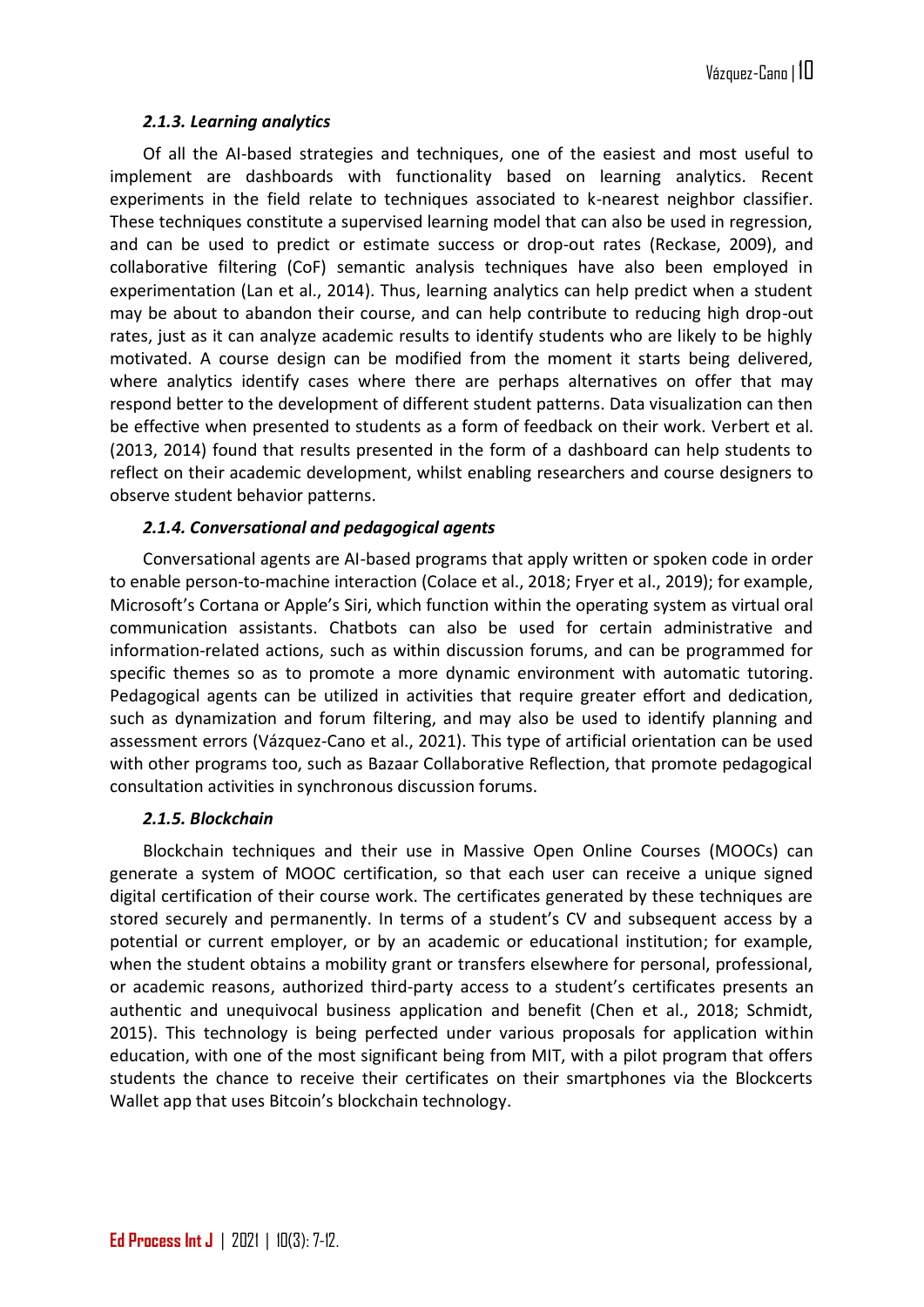#### *2.1.3. Learning analytics*

Of all the AI-based strategies and techniques, one of the easiest and most useful to implement are dashboards with functionality based on learning analytics. Recent experiments in the field relate to techniques associated to k-nearest neighbor classifier. These techniques constitute a supervised learning model that can also be used in regression, and can be used to predict or estimate success or drop-out rates (Reckase, 2009), and collaborative filtering (CoF) semantic analysis techniques have also been employed in experimentation (Lan et al., 2014). Thus, learning analytics can help predict when a student may be about to abandon their course, and can help contribute to reducing high drop-out rates, just as it can analyze academic results to identify students who are likely to be highly motivated. A course design can be modified from the moment it starts being delivered, where analytics identify cases where there are perhaps alternatives on offer that may respond better to the development of different student patterns. Data visualization can then be effective when presented to students as a form of feedback on their work. Verbert et al. (2013, 2014) found that results presented in the form of a dashboard can help students to reflect on their academic development, whilst enabling researchers and course designers to observe student behavior patterns.

#### *2.1.4. Conversational and pedagogical agents*

Conversational agents are AI-based programs that apply written or spoken code in order to enable person-to-machine interaction (Colace et al., 2018; Fryer et al., 2019); for example, Microsoft's Cortana or Apple's Siri, which function within the operating system as virtual oral communication assistants. Chatbots can also be used for certain administrative and information-related actions, such as within discussion forums, and can be programmed for specific themes so as to promote a more dynamic environment with automatic tutoring. Pedagogical agents can be utilized in activities that require greater effort and dedication, such as dynamization and forum filtering, and may also be used to identify planning and assessment errors (Vázquez-Cano et al., 2021). This type of artificial orientation can be used with other programs too, such as Bazaar Collaborative Reflection, that promote pedagogical consultation activities in synchronous discussion forums.

#### *2.1.5. Blockchain*

Blockchain techniques and their use in Massive Open Online Courses (MOOCs) can generate a system of MOOC certification, so that each user can receive a unique signed digital certification of their course work. The certificates generated by these techniques are stored securely and permanently. In terms of a student's CV and subsequent access by a potential or current employer, or by an academic or educational institution; for example, when the student obtains a mobility grant or transfers elsewhere for personal, professional, or academic reasons, authorized third-party access to a student's certificates presents an authentic and unequivocal business application and benefit (Chen et al., 2018; Schmidt, 2015). This technology is being perfected under various proposals for application within education, with one of the most significant being from MIT, with a pilot program that offers students the chance to receive their certificates on their smartphones via the Blockcerts Wallet app that uses Bitcoin's blockchain technology.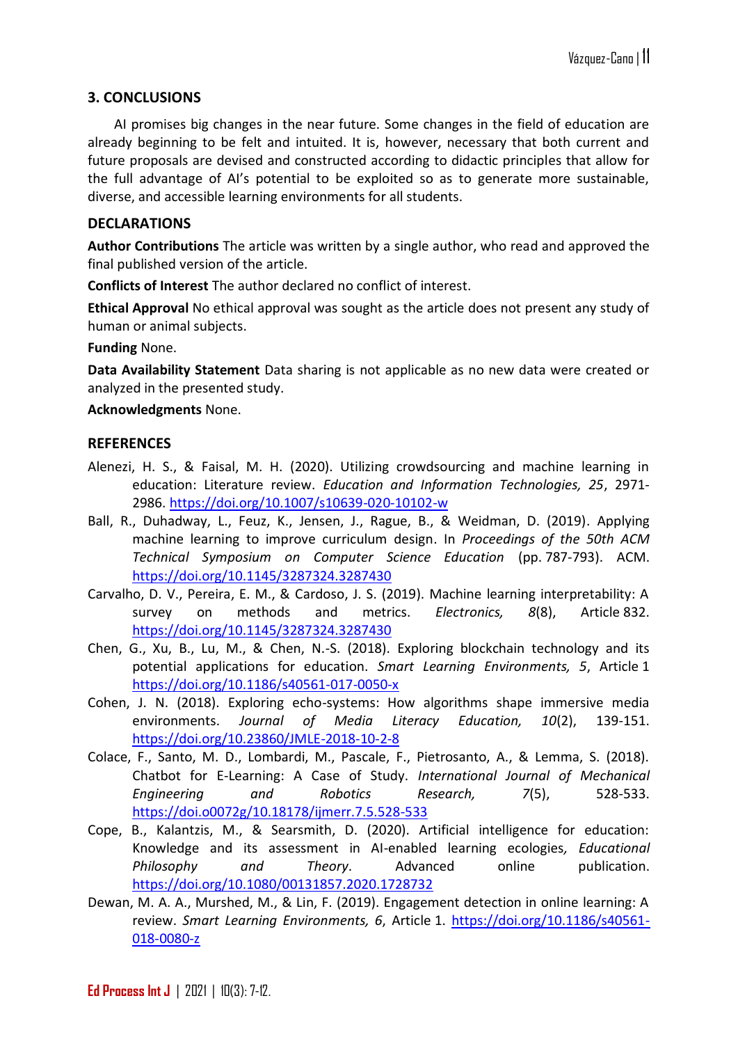## 3. CONCLUSIONS

AI promises big changes in the near future. Some changes in the field of education are already beginning to be felt and intuited. It is, however, necessary that both current and future proposals are devised and constructed according to didactic principles that allow for the full advantage of AI's potential to be exploited so as to generate more sustainable, diverse, and accessible learning environments for all students.

## DECLARATIONS

**Author Contributions** The article was written by a single author, who read and approved the final published version of the article.

**Conflicts of Interest** The author declared no conflict of interest.

**Ethical Approval** No ethical approval was sought as the article does not present any study of human or animal subjects.

**Funding** None.

**Data Availability Statement** Data sharing is not applicable as no new data were created or analyzed in the presented study.

**Acknowledgments** None.

## REFERENCES

Alenezi, H. S., & Faisal, M. H. (2020). Utilizing crowdsourcing and machine learning in education: Literature review. *Education and Information Technologies, 25*, 2971-2986. https://doi.org/10.1007/s10639-020-10102-w

Ball, R., Duhadway, L., Feuz, K., Jensen, J., Rague, B., & Weidman, D. (2019). Applying machine learning to improve curriculum design. In *Proceedings of the 50th ACM Technical Symposium on Computer Science Education* (pp. 787-793). ACM. https://doi.org/10.1145/3287324.3287430

Carvalho, D. V., Pereira, E. M., & Cardoso, J. S. (2019). Machine learning interpretability: A survey on methods and metrics. *Electronics, 8*(8), Article 832. https://doi.org/10.1145/3287324.3287430

Chen, G., Xu, B., Lu, M., & Chen, N.-S. (2018). Exploring blockchain technology and its potential applications for education. *Smart Learning Environments, 5*, Article 1 https://doi.org/10.1186/s40561-017-0050-x

Cohen, J. N. (2018). Exploring echo-systems: How algorithms shape immersive media environments. *Journal of Media Literacy Education, 10*(2), 139-151. https://doi.org/10.23860/JMLE-2018-10-2-8

Colace, F., Santo, M. D., Lombardi, M., Pascale, F., Pietrosanto, A., & Lemma, S. (2018). Chatbot for E-Learning: A Case of Study. *International Journal of Mechanical Engineering and Robotics Research, 7*(5), 528-533. https://doi.o0072g/10.18178/ijmerr.7.5.528-533

Cope, B., Kalantzis, M., & Searsmith, D. (2020). Artificial intelligence for education: Knowledge and its assessment in AI-enabled learning ecologies, *Educational Philosophy and Theory*. Advanced online publication. https://doi.org/10.1080/00131857.2020.1728732

Dewan, M. A. A., Murshed, M., & Lin, F. (2019). Engagement detection in online learning: A review. *Smart Learning Environments, 6*, Article 1. https://doi.org/10.1186/s40561-018-0080-z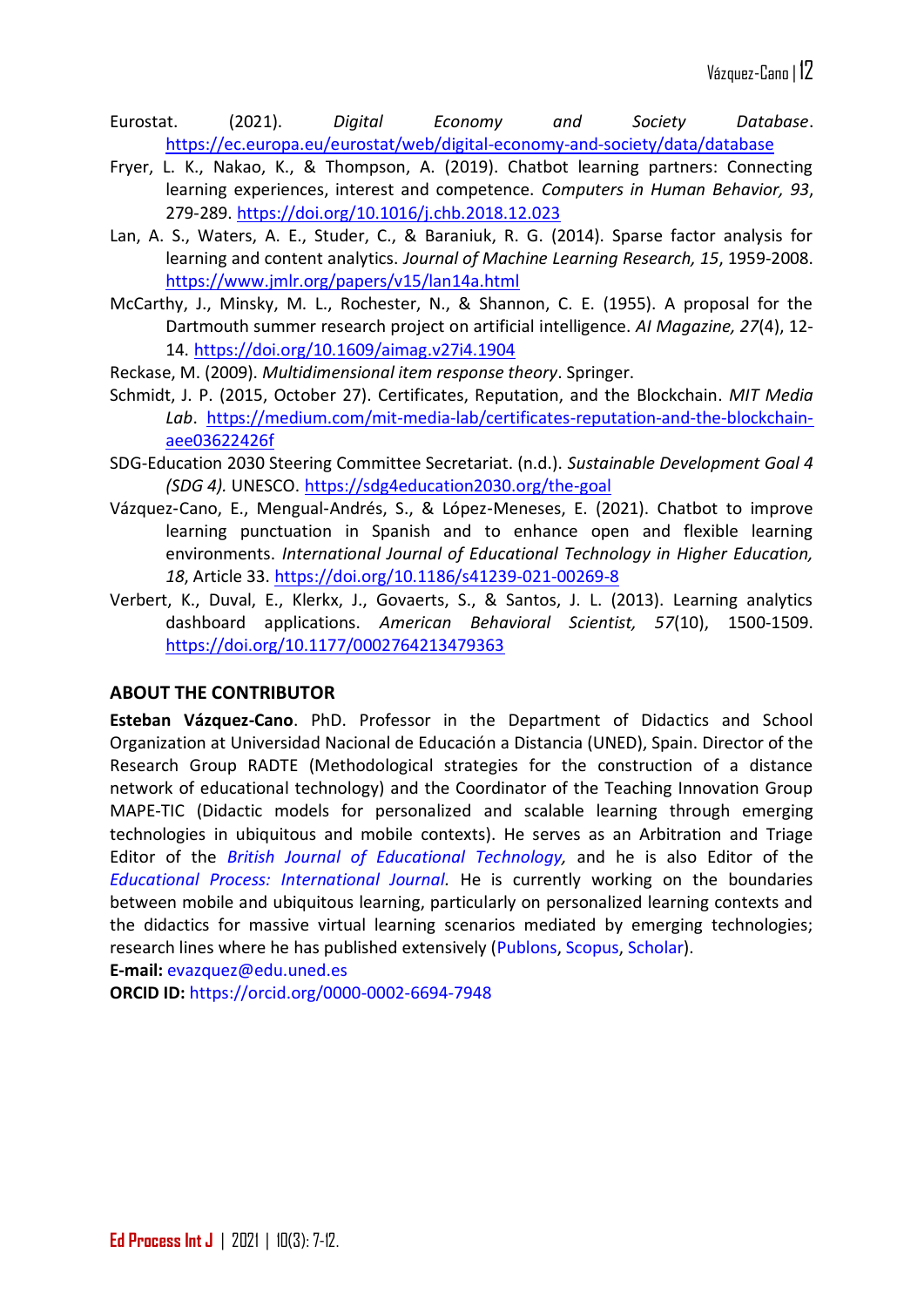Eurostat. (2021). *Digital Economy and Society Database*. https://ec.europa.eu/eurostat/web/digital-economy-and-society/data/database

Fryer, L. K., Nakao, K., & Thompson, A. (2019). Chatbot learning partners: Connecting learning experiences, interest and competence. *Computers in Human Behavior, 93*, 279-289. https://doi.org/10.1016/j.chb.2018.12.023

Lan, A. S., Waters, A. E., Studer, C., & Baraniuk, R. G. (2014). Sparse factor analysis for learning and content analytics. *Journal of Machine Learning Research, 15*, 1959-2008. https://www.jmlr.org/papers/v15/lan14a.html

McCarthy, J., Minsky, M. L., Rochester, N., & Shannon, C. E. (1955). A proposal for the Dartmouth summer research project on artificial intelligence. *AI Magazine, 27*(4), 12-14. https://doi.org/10.1609/aimag.v27i4.1904

Reckase, M. (2009). *Multidimensional item response theory*. Springer.

Schmidt, J. P. (2015, October 27). Certificates, Reputation, and the Blockchain. *MIT Media Lab*. https://medium.com/mit-media-lab/certificates-reputation-and-the-blockchain-aee03622426f

SDG-Education 2030 Steering Committee Secretariat. (n.d.). *Sustainable Development Goal 4 (SDG 4).* UNESCO. https://sdg4education2030.org/the-goal

Vázquez-Cano, E., Mengual-Andrés, S., & López-Meneses, E. (2021). Chatbot to improve learning punctuation in Spanish and to enhance open and flexible learning environments. *International Journal of Educational Technology in Higher Education, 18*, Article 33. https://doi.org/10.1186/s41239-021-00269-8

Verbert, K., Duval, E., Klerkx, J., Govaerts, S., & Santos, J. L. (2013). Learning analytics dashboard applications. *American Behavioral Scientist, 57*(10), 1500-1509. https://doi.org/10.1177/0002764213479363

## ABOUT THE CONTRIBUTOR

**Esteban Vázquez-Cano**. PhD. Professor in the Department of Didactics and School Organization at Universidad Nacional de Educación a Distancia (UNED), Spain. Director of the Research Group RADTE (Methodological strategies for the construction of a distance network of educational technology) and the Coordinator of the Teaching Innovation Group MAPE-TIC (Didactic models for personalized and scalable learning through emerging technologies in ubiquitous and mobile contexts). He serves as an Arbitration and Triage Editor of the *British Journal of Educational Technology,* and he is also Editor of the *Educational Process: International Journal*. He is currently working on the boundaries between mobile and ubiquitous learning, particularly on personalized learning contexts and the didactics for massive virtual learning scenarios mediated by emerging technologies; research lines where he has published extensively (Publons, Scopus, Scholar).

**E-mail:** evazquez@edu.uned.es

**ORCID ID:** https://orcid.org/0000-0002-6694-7948